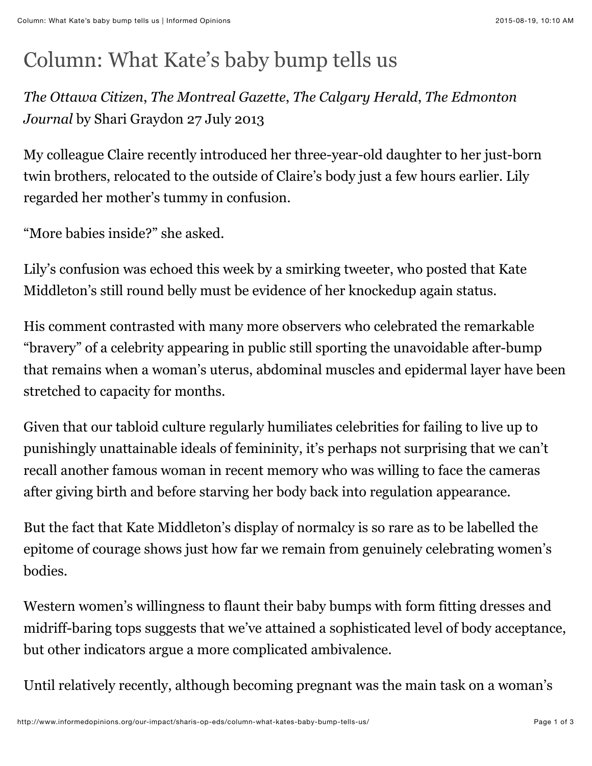# Column: What Kate's baby bump tells us

*The Ottawa Citizen*, *The Montreal Gazette*, *The Calgary Herald*, *The Edmonton Journal* by Shari Graydon 27 July 2013

My colleague Claire recently introduced her three-year-old daughter to her just-born twin brothers, relocated to the outside of Claire's body just a few hours earlier. Lily regarded her mother's tummy in confusion.

"More babies inside?" she asked.

Lily's confusion was echoed this week by a smirking tweeter, who posted that Kate Middleton's still round belly must be evidence of her knockedup again status.

His comment contrasted with many more observers who celebrated the remarkable "bravery" of a celebrity appearing in public still sporting the unavoidable after-bump that remains when a woman's uterus, abdominal muscles and epidermal layer have been stretched to capacity for months.

Given that our tabloid culture regularly humiliates celebrities for failing to live up to punishingly unattainable ideals of femininity, it's perhaps not surprising that we can't recall another famous woman in recent memory who was willing to face the cameras after giving birth and before starving her body back into regulation appearance.

But the fact that Kate Middleton's display of normalcy is so rare as to be labelled the epitome of courage shows just how far we remain from genuinely celebrating women's bodies.

Western women's willingness to flaunt their baby bumps with form fitting dresses and midriff-baring tops suggests that we've attained a sophisticated level of body acceptance, but other indicators argue a more complicated ambivalence.

Until relatively recently, although becoming pregnant was the main task on a woman's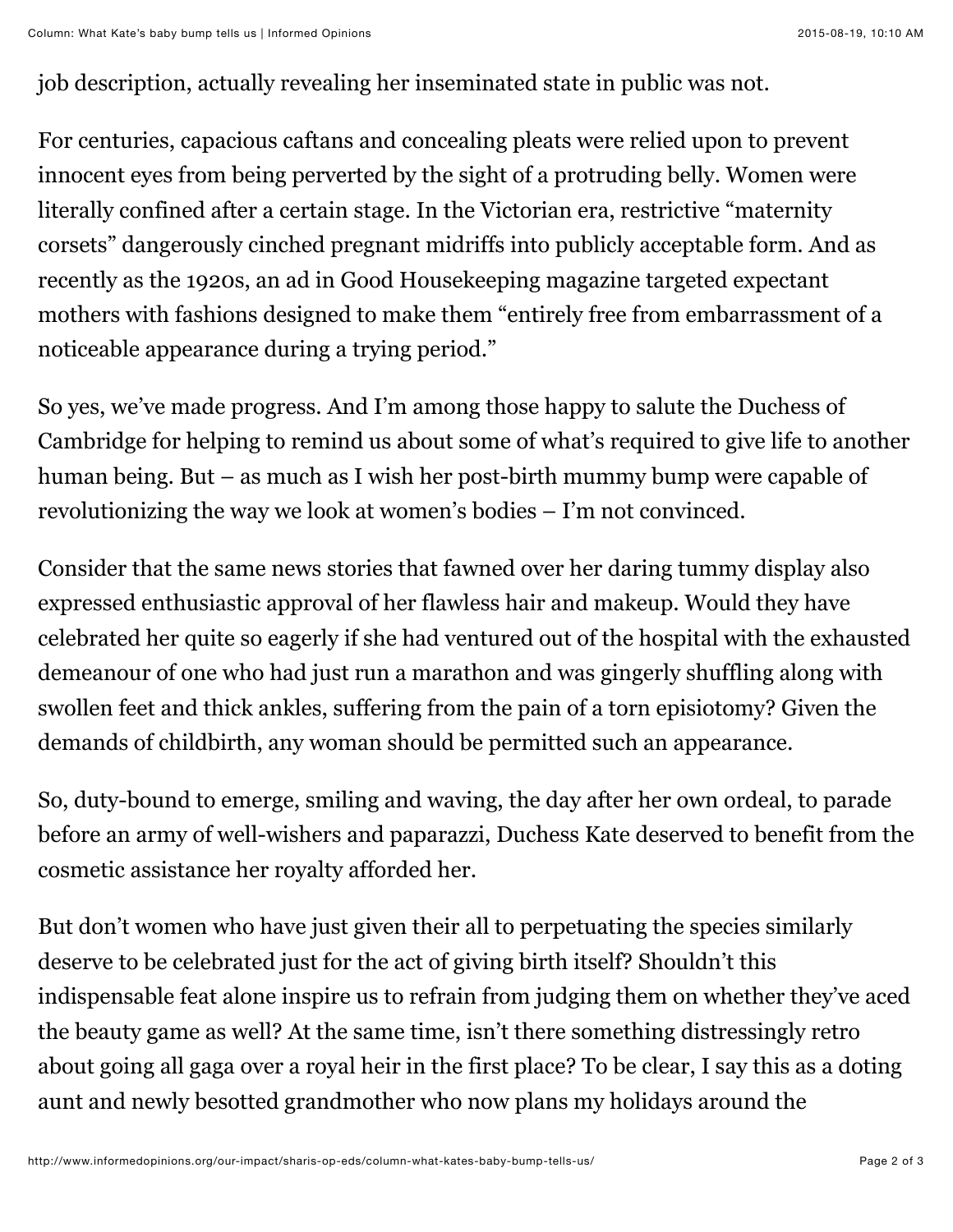job description, actually revealing her inseminated state in public was not.

For centuries, capacious caftans and concealing pleats were relied upon to prevent innocent eyes from being perverted by the sight of a protruding belly. Women were literally confined after a certain stage. In the Victorian era, restrictive "maternity corsets" dangerously cinched pregnant midriffs into publicly acceptable form. And as recently as the 1920s, an ad in Good Housekeeping magazine targeted expectant mothers with fashions designed to make them "entirely free from embarrassment of a noticeable appearance during a trying period."

So yes, we've made progress. And I'm among those happy to salute the Duchess of Cambridge for helping to remind us about some of what's required to give life to another human being. But – as much as I wish her post-birth mummy bump were capable of revolutionizing the way we look at women's bodies – I'm not convinced.

Consider that the same news stories that fawned over her daring tummy display also expressed enthusiastic approval of her flawless hair and makeup. Would they have celebrated her quite so eagerly if she had ventured out of the hospital with the exhausted demeanour of one who had just run a marathon and was gingerly shuffling along with swollen feet and thick ankles, suffering from the pain of a torn episiotomy? Given the demands of childbirth, any woman should be permitted such an appearance.

So, duty-bound to emerge, smiling and waving, the day after her own ordeal, to parade before an army of well-wishers and paparazzi, Duchess Kate deserved to benefit from the cosmetic assistance her royalty afforded her.

But don't women who have just given their all to perpetuating the species similarly deserve to be celebrated just for the act of giving birth itself? Shouldn't this indispensable feat alone inspire us to refrain from judging them on whether they've aced the beauty game as well? At the same time, isn't there something distressingly retro about going all gaga over a royal heir in the first place? To be clear, I say this as a doting aunt and newly besotted grandmother who now plans my holidays around the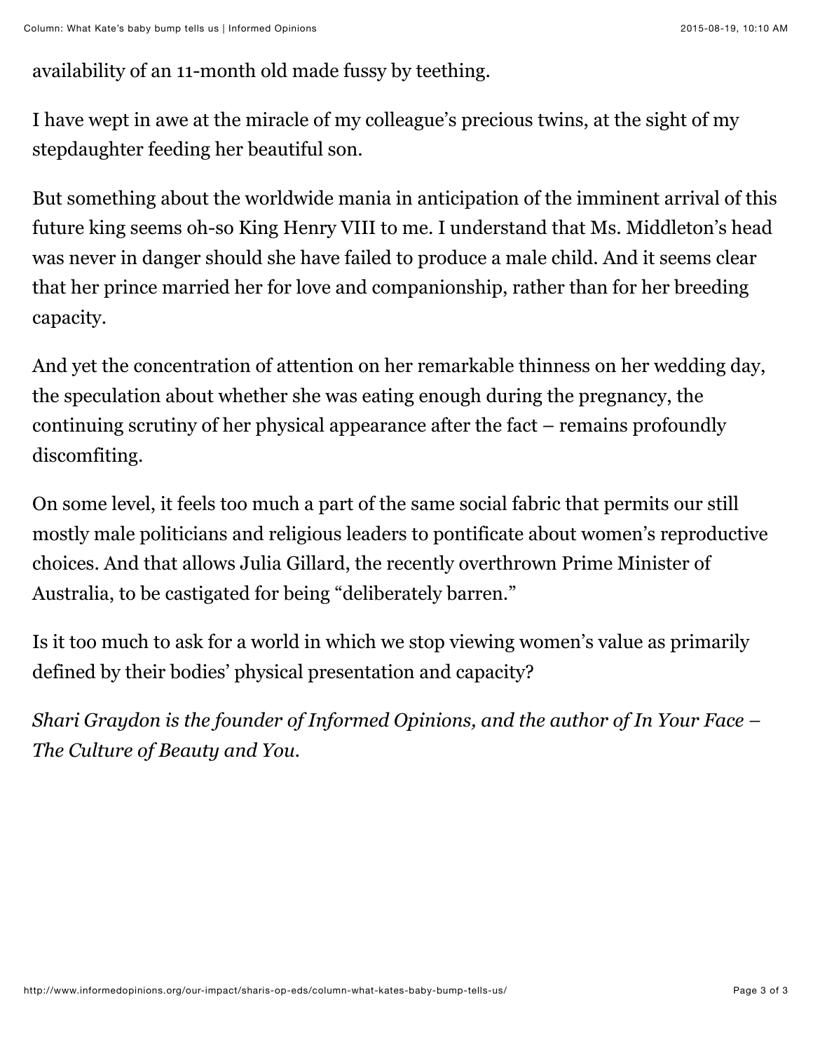availability of an 11-month old made fussy by teething.

I have wept in awe at the miracle of my colleague's precious twins, at the sight of my stepdaughter feeding her beautiful son.

But something about the worldwide mania in anticipation of the imminent arrival of this future king seems oh-so King Henry VIII to me. I understand that Ms. Middleton's head was never in danger should she have failed to produce a male child. And it seems clear that her prince married her for love and companionship, rather than for her breeding capacity.

And yet the concentration of attention on her remarkable thinness on her wedding day, the speculation about whether she was eating enough during the pregnancy, the continuing scrutiny of her physical appearance after the fact – remains profoundly discomfiting.

On some level, it feels too much a part of the same social fabric that permits our still mostly male politicians and religious leaders to pontificate about women's reproductive choices. And that allows Julia Gillard, the recently overthrown Prime Minister of Australia, to be castigated for being "deliberately barren."

Is it too much to ask for a world in which we stop viewing women's value as primarily defined by their bodies' physical presentation and capacity?

*Shari Graydon is the founder of Informed Opinions, and the author of In Your Face – The Culture of Beauty and You.*